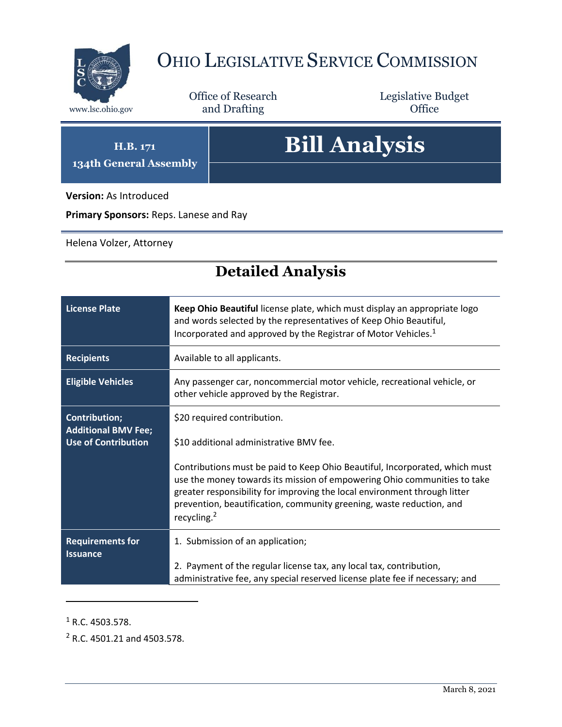# OHIO LEGISLATIVE SERVICE COMMISSION

www.lsc.ohio.gov

Office of Research and Drafting

Legislative Budget Office

**H.B. 171**
**134th General Assembly**

# Bill Analysis

**Version:** As Introduced

**Primary Sponsors:** Reps. Lanese and Ray

Helena Volzer, Attorney

## Detailed Analysis

| | |
|---|---|
| **License Plate** | **Keep Ohio Beautiful** license plate, which must display an appropriate logo and words selected by the representatives of Keep Ohio Beautiful, Incorporated and approved by the Registrar of Motor Vehicles.[1] |
| **Recipients** | Available to all applicants. |
| **Eligible Vehicles** | Any passenger car, noncommercial motor vehicle, recreational vehicle, or other vehicle approved by the Registrar. |
| **Contribution; Additional BMV Fee; Use of Contribution** | $20 required contribution.<br><br>$10 additional administrative BMV fee.<br><br>Contributions must be paid to Keep Ohio Beautiful, Incorporated, which must use the money towards its mission of empowering Ohio communities to take greater responsibility for improving the local environment through litter prevention, beautification, community greening, waste reduction, and recycling.[2] |
| **Requirements for Issuance** | 1. Submission of an application;<br><br>2. Payment of the regular license tax, any local tax, contribution, administrative fee, any special reserved license plate fee if necessary; and |

[1] R.C. 4503.578.

[2] R.C. 4501.21 and 4503.578.

March 8, 2021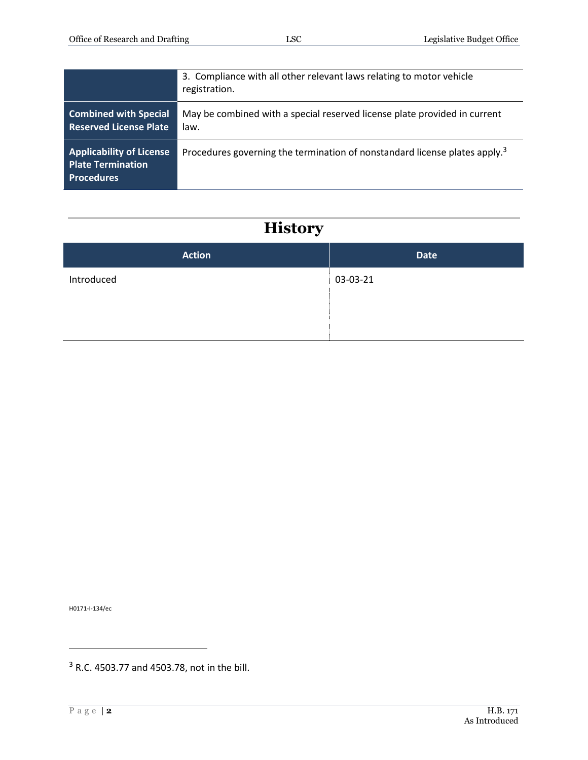| | |
|---|---|
| | 3. Compliance with all other relevant laws relating to motor vehicle registration. |
| **Combined with Special Reserved License Plate** | May be combined with a special reserved license plate provided in current law. |
| **Applicability of License Plate Termination Procedures** | Procedures governing the termination of nonstandard license plates apply.[3] |

# History

| Action | Date |
|---|---|
| Introduced | 03-03-21 |

H0171-I-134/ec

[3] R.C. 4503.77 and 4503.78, not in the bill.